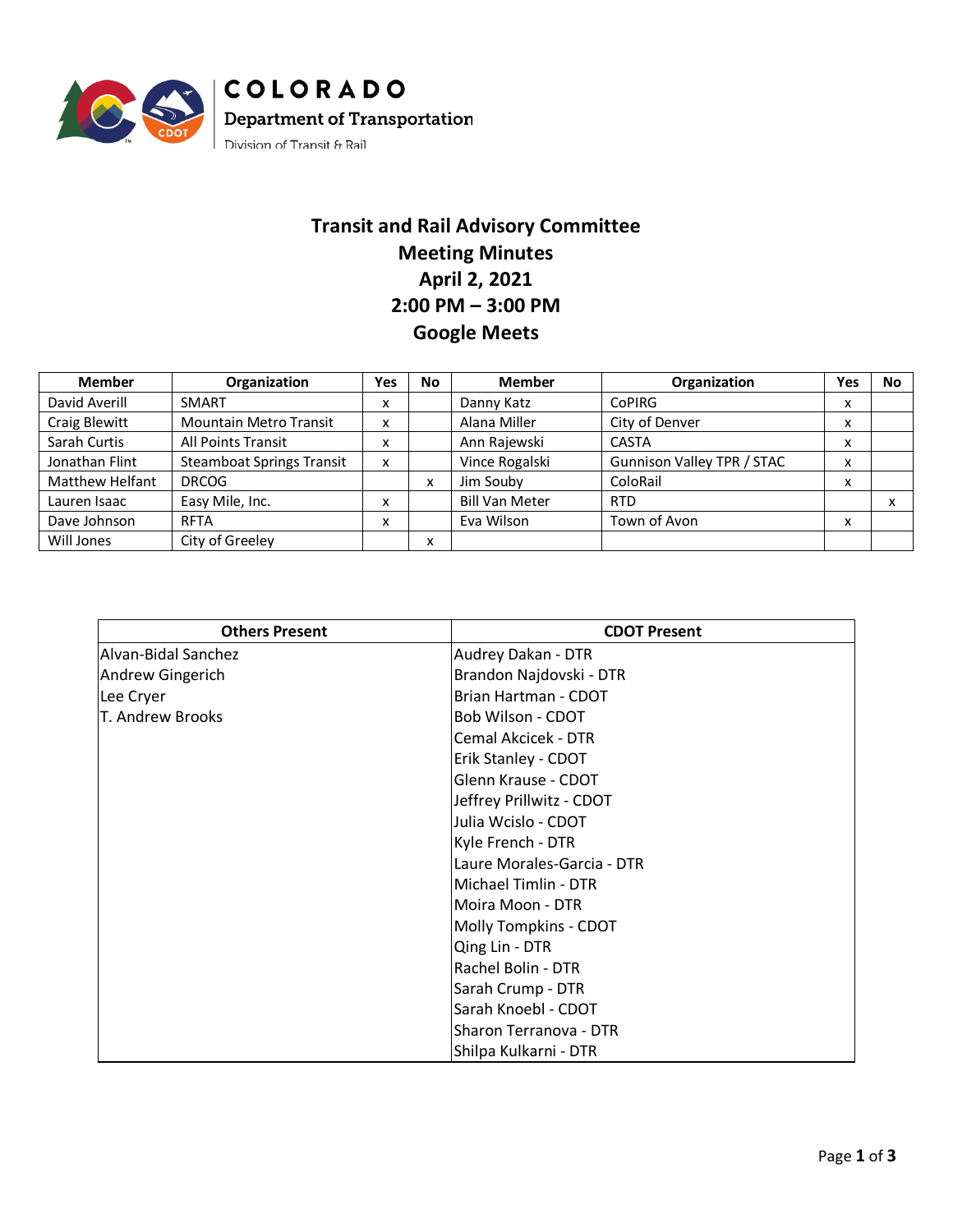COLORADO
Department of Transportation
Division of Transit & Rail

# Transit and Rail Advisory Committee
## Meeting Minutes
## April 2, 2021
## 2:00 PM – 3:00 PM
## Google Meets

| Member | Organization | Yes | No | Member | Organization | Yes | No |
|---|---|---|---|---|---|---|---|
| David Averill | SMART | x | | Danny Katz | CoPIRG | x | |
| Craig Blewitt | Mountain Metro Transit | x | | Alana Miller | City of Denver | x | |
| Sarah Curtis | All Points Transit | x | | Ann Rajewski | CASTA | x | |
| Jonathan Flint | Steamboat Springs Transit | x | | Vince Rogalski | Gunnison Valley TPR / STAC | x | |
| Matthew Helfant | DRCOG | | x | Jim Souby | ColoRail | x | |
| Lauren Isaac | Easy Mile, Inc. | x | | Bill Van Meter | RTD | | x |
| Dave Johnson | RFTA | x | | Eva Wilson | Town of Avon | x | |
| Will Jones | City of Greeley | | x | | | | |

| Others Present | CDOT Present |
|---|---|
| Alvan-Bidal Sanchez | Audrey Dakan - DTR |
| Andrew Gingerich | Brandon Najdovski - DTR |
| Lee Cryer | Brian Hartman - CDOT |
| T. Andrew Brooks | Bob Wilson - CDOT |
| | Cemal Akcicek - DTR |
| | Erik Stanley - CDOT |
| | Glenn Krause - CDOT |
| | Jeffrey Prillwitz - CDOT |
| | Julia Wcislo - CDOT |
| | Kyle French - DTR |
| | Laure Morales-Garcia - DTR |
| | Michael Timlin - DTR |
| | Moira Moon - DTR |
| | Molly Tompkins - CDOT |
| | Qing Lin - DTR |
| | Rachel Bolin - DTR |
| | Sarah Crump - DTR |
| | Sarah Knoebl - CDOT |
| | Sharon Terranova - DTR |
| | Shilpa Kulkarni - DTR |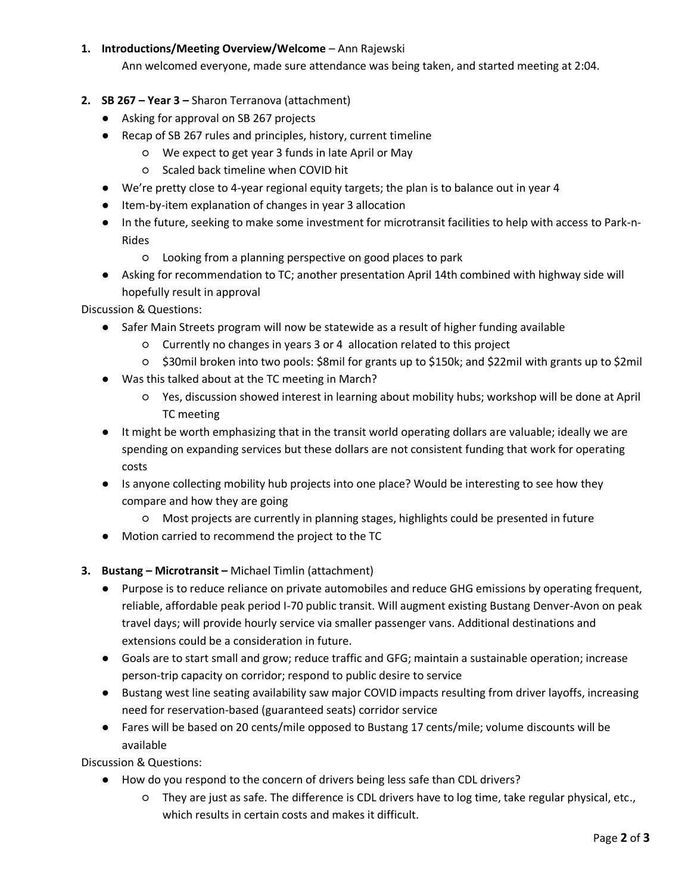1. **Introductions/Meeting Overview/Welcome** – Ann Rajewski

   Ann welcomed everyone, made sure attendance was being taken, and started meeting at 2:04.

2. **SB 267 – Year 3 –** Sharon Terranova (attachment)
   - Asking for approval on SB 267 projects
   - Recap of SB 267 rules and principles, history, current timeline
     - We expect to get year 3 funds in late April or May
     - Scaled back timeline when COVID hit
   - We're pretty close to 4-year regional equity targets; the plan is to balance out in year 4
   - Item-by-item explanation of changes in year 3 allocation
   - In the future, seeking to make some investment for microtransit facilities to help with access to Park-n-Rides
     - Looking from a planning perspective on good places to park
   - Asking for recommendation to TC; another presentation April 14th combined with highway side will hopefully result in approval

   Discussion & Questions:
   - Safer Main Streets program will now be statewide as a result of higher funding available
     - Currently no changes in years 3 or 4 allocation related to this project
     - $30mil broken into two pools: $8mil for grants up to $150k; and $22mil with grants up to $2mil
   - Was this talked about at the TC meeting in March?
     - Yes, discussion showed interest in learning about mobility hubs; workshop will be done at April TC meeting
   - It might be worth emphasizing that in the transit world operating dollars are valuable; ideally we are spending on expanding services but these dollars are not consistent funding that work for operating costs
   - Is anyone collecting mobility hub projects into one place? Would be interesting to see how they compare and how they are going
     - Most projects are currently in planning stages, highlights could be presented in future
   - Motion carried to recommend the project to the TC

3. **Bustang – Microtransit –** Michael Timlin (attachment)
   - Purpose is to reduce reliance on private automobiles and reduce GHG emissions by operating frequent, reliable, affordable peak period I-70 public transit. Will augment existing Bustang Denver-Avon on peak travel days; will provide hourly service via smaller passenger vans. Additional destinations and extensions could be a consideration in future.
   - Goals are to start small and grow; reduce traffic and GFG; maintain a sustainable operation; increase person-trip capacity on corridor; respond to public desire to service
   - Bustang west line seating availability saw major COVID impacts resulting from driver layoffs, increasing need for reservation-based (guaranteed seats) corridor service
   - Fares will be based on 20 cents/mile opposed to Bustang 17 cents/mile; volume discounts will be available

   Discussion & Questions:
   - How do you respond to the concern of drivers being less safe than CDL drivers?
     - They are just as safe. The difference is CDL drivers have to log time, take regular physical, etc., which results in certain costs and makes it difficult.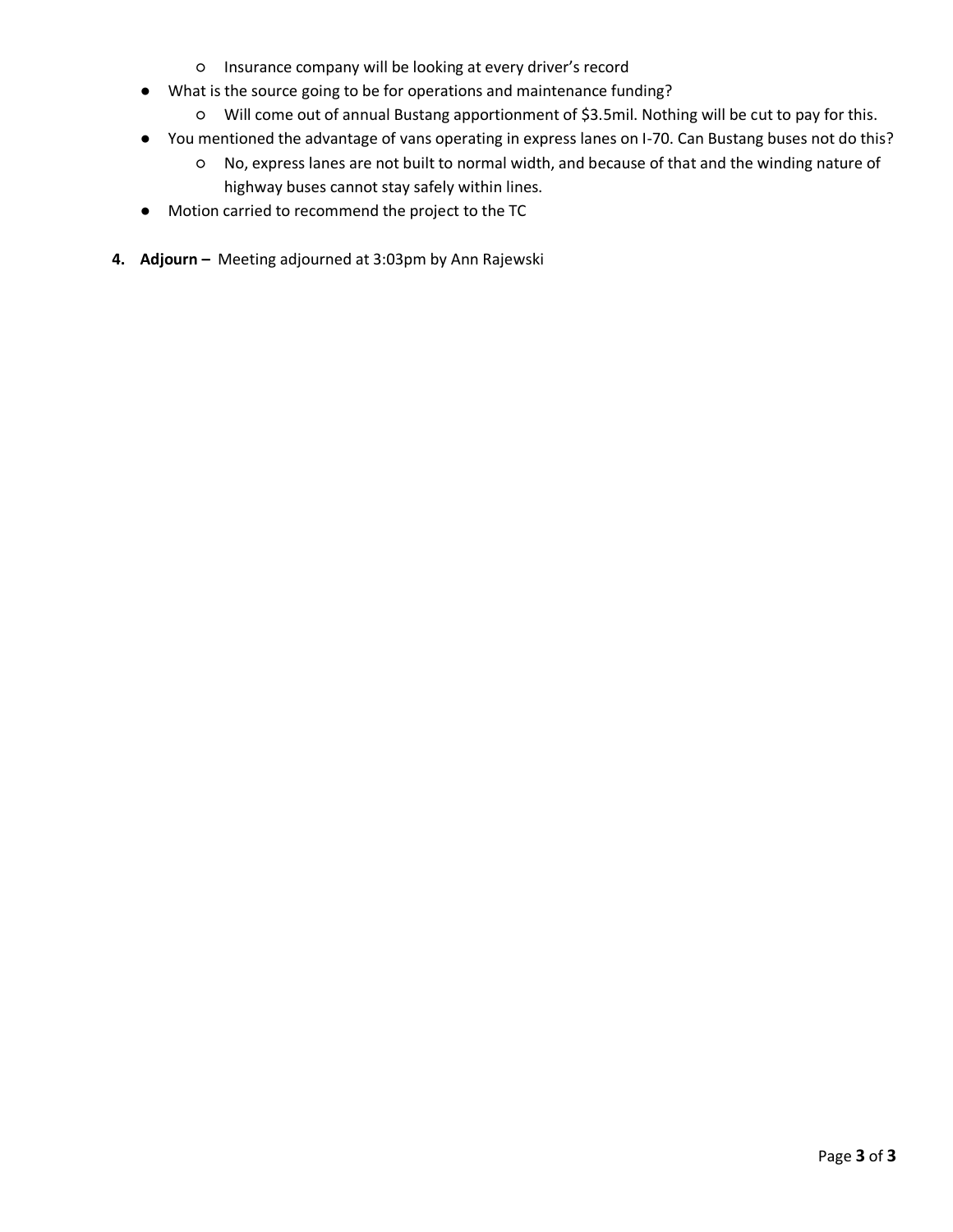- Insurance company will be looking at every driver's record
- What is the source going to be for operations and maintenance funding?
    - Will come out of annual Bustang apportionment of $3.5mil. Nothing will be cut to pay for this.
- You mentioned the advantage of vans operating in express lanes on I-70. Can Bustang buses not do this?
    - No, express lanes are not built to normal width, and because of that and the winding nature of highway buses cannot stay safely within lines.
- Motion carried to recommend the project to the TC

4. **Adjourn –** Meeting adjourned at 3:03pm by Ann Rajewski